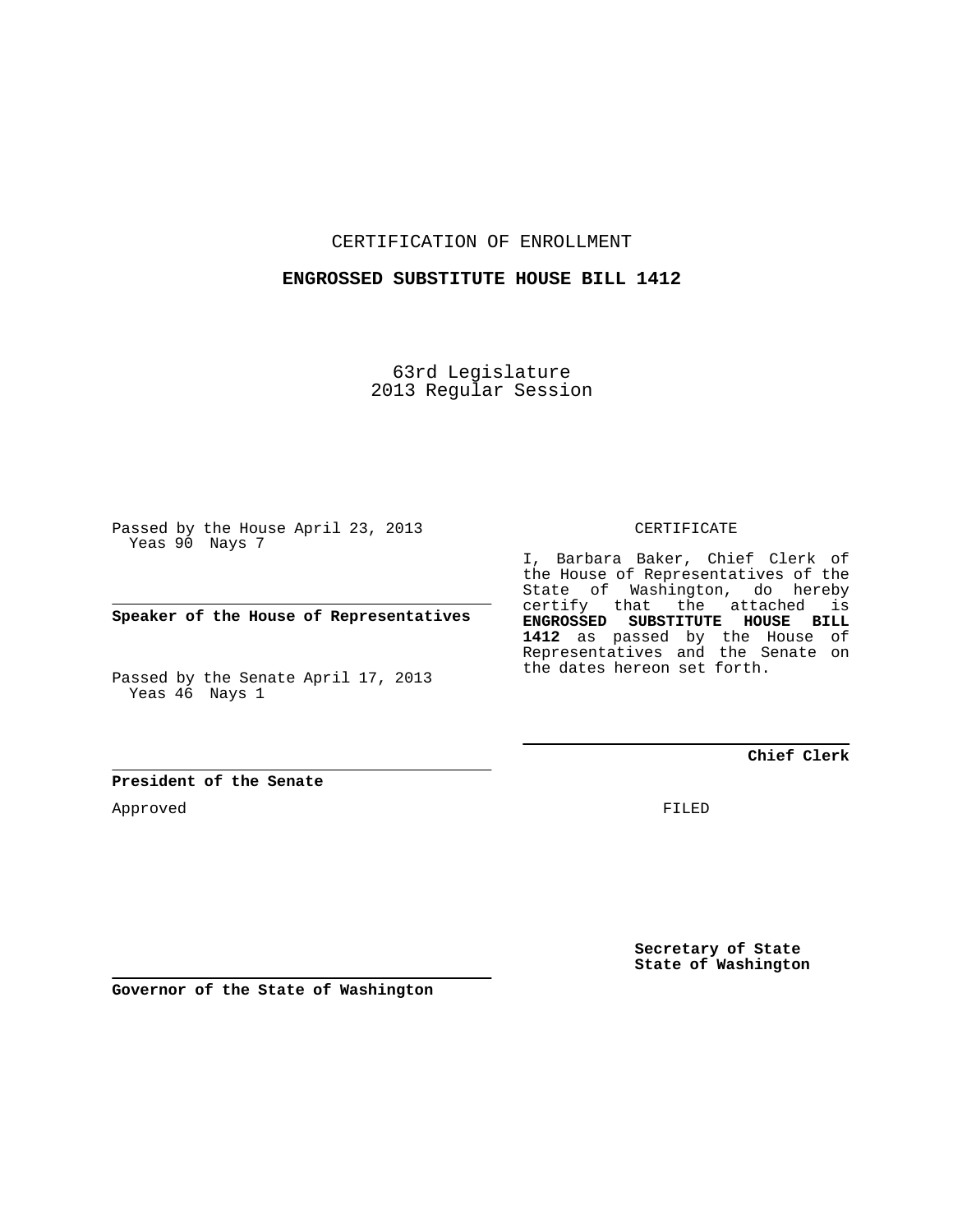CERTIFICATION OF ENROLLMENT

**ENGROSSED SUBSTITUTE HOUSE BILL 1412**

63rd Legislature
2013 Regular Session

Passed by the House April 23, 2013
Yeas 90 Nays 7

**Speaker of the House of Representatives**

Passed by the Senate April 17, 2013
Yeas 46 Nays 1

**President of the Senate**

Approved

**Governor of the State of Washington**

CERTIFICATE

I, Barbara Baker, Chief Clerk of the House of Representatives of the State of Washington, do hereby certify that the attached is **ENGROSSED SUBSTITUTE HOUSE BILL 1412** as passed by the House of Representatives and the Senate on the dates hereon set forth.

**Chief Clerk**

FILED

**Secretary of State**
**State of Washington**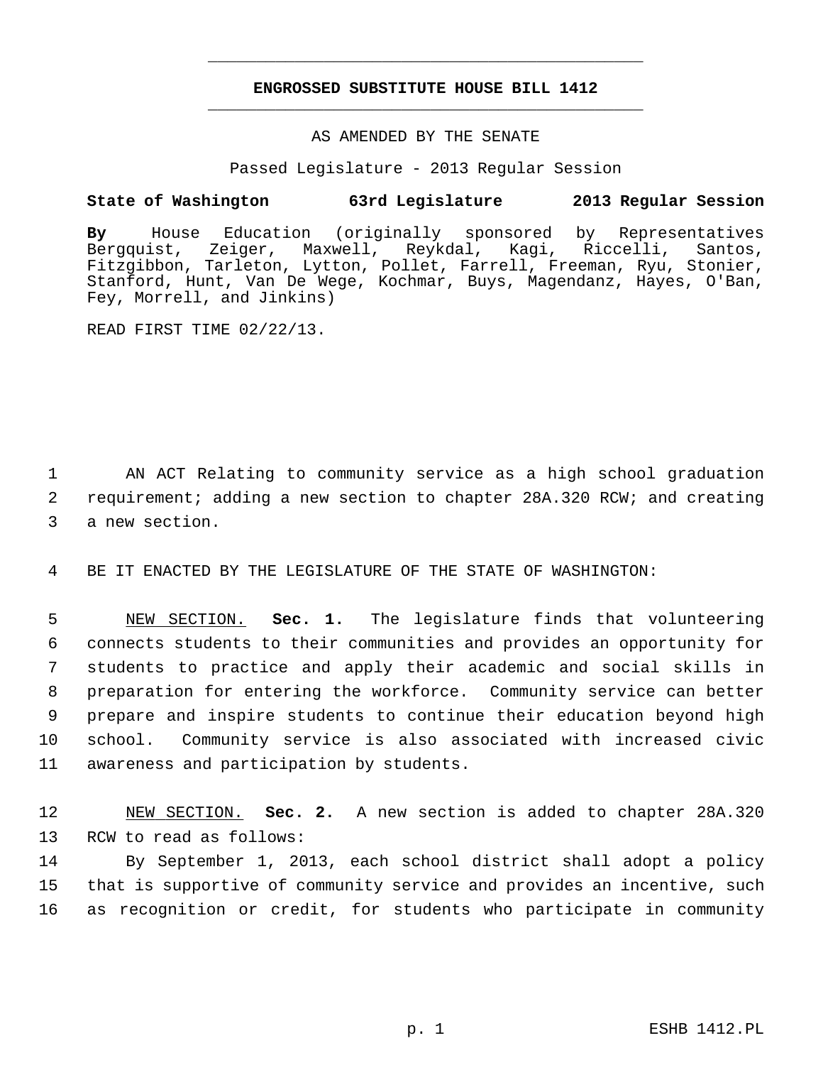# ENGROSSED SUBSTITUTE HOUSE BILL 1412

AS AMENDED BY THE SENATE

Passed Legislature - 2013 Regular Session

**State of Washington 63rd Legislature 2013 Regular Session**

**By** House Education (originally sponsored by Representatives Bergquist, Zeiger, Maxwell, Reykdal, Kagi, Riccelli, Santos, Fitzgibbon, Tarleton, Lytton, Pollet, Farrell, Freeman, Ryu, Stonier, Stanford, Hunt, Van De Wege, Kochmar, Buys, Magendanz, Hayes, O'Ban, Fey, Morrell, and Jinkins)

READ FIRST TIME 02/22/13.

1 AN ACT Relating to community service as a high school graduation
2 requirement; adding a new section to chapter 28A.320 RCW; and creating
3 a new section.

4 BE IT ENACTED BY THE LEGISLATURE OF THE STATE OF WASHINGTON:

5 NEW SECTION. **Sec. 1.** The legislature finds that volunteering
6 connects students to their communities and provides an opportunity for
7 students to practice and apply their academic and social skills in
8 preparation for entering the workforce. Community service can better
9 prepare and inspire students to continue their education beyond high
10 school. Community service is also associated with increased civic
11 awareness and participation by students.

12 NEW SECTION. **Sec. 2.** A new section is added to chapter 28A.320
13 RCW to read as follows:

14 By September 1, 2013, each school district shall adopt a policy
15 that is supportive of community service and provides an incentive, such
16 as recognition or credit, for students who participate in community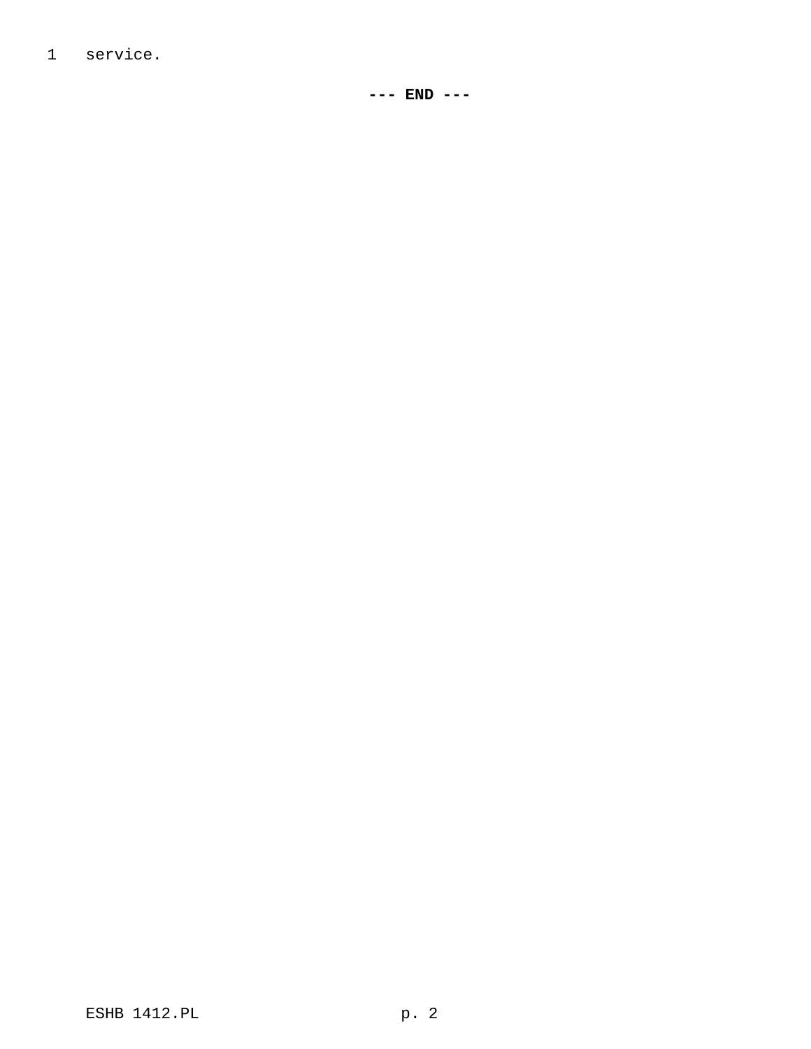service.

--- END ---